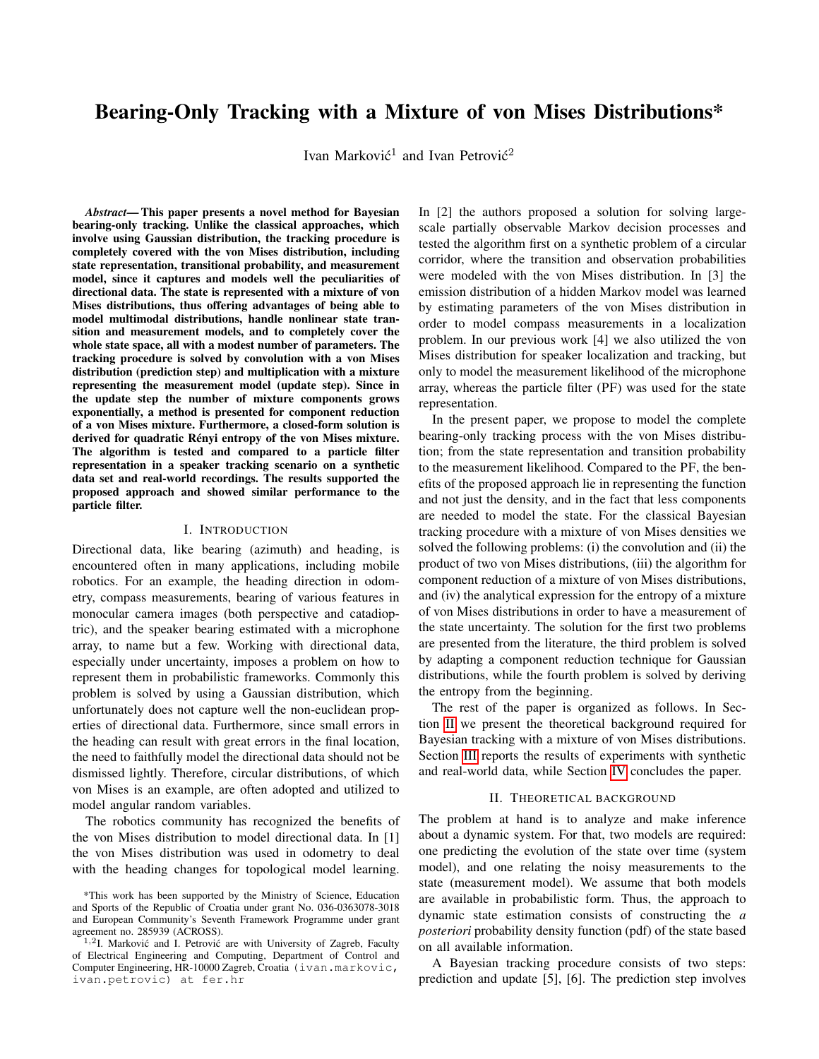# Bearing-Only Tracking with a Mixture of von Mises Distributions*

Ivan Marković[1] and Ivan Petrović[2]

***Abstract*— This paper presents a novel method for Bayesian bearing-only tracking. Unlike the classical approaches, which involve using Gaussian distribution, the tracking procedure is completely covered with the von Mises distribution, including state representation, transitional probability, and measurement model, since it captures and models well the peculiarities of directional data. The state is represented with a mixture of von Mises distributions, thus offering advantages of being able to model multimodal distributions, handle nonlinear state transition and measurement models, and to completely cover the whole state space, all with a modest number of parameters. The tracking procedure is solved by convolution with a von Mises distribution (prediction step) and multiplication with a mixture representing the measurement model (update step). Since in the update step the number of mixture components grows exponentially, a method is presented for component reduction of a von Mises mixture. Furthermore, a closed-form solution is derived for quadratic Rényi entropy of the von Mises mixture. The algorithm is tested and compared to a particle filter representation in a speaker tracking scenario on a synthetic data set and real-world recordings. The results supported the proposed approach and showed similar performance to the particle filter.**

## I. Introduction

Directional data, like bearing (azimuth) and heading, is encountered often in many applications, including mobile robotics. For an example, the heading direction in odometry, compass measurements, bearing of various features in monocular camera images (both perspective and catadioptric), and the speaker bearing estimated with a microphone array, to name but a few. Working with directional data, especially under uncertainty, imposes a problem on how to represent them in probabilistic frameworks. Commonly this problem is solved by using a Gaussian distribution, which unfortunately does not capture well the non-euclidean properties of directional data. Furthermore, since small errors in the heading can result with great errors in the final location, the need to faithfully model the directional data should not be dismissed lightly. Therefore, circular distributions, of which von Mises is an example, are often adopted and utilized to model angular random variables.

The robotics community has recognized the benefits of the von Mises distribution to model directional data. In [1] the von Mises distribution was used in odometry to deal with the heading changes for topological model learning. In [2] the authors proposed a solution for solving large-scale partially observable Markov decision processes and tested the algorithm first on a synthetic problem of a circular corridor, where the transition and observation probabilities were modeled with the von Mises distribution. In [3] the emission distribution of a hidden Markov model was learned by estimating parameters of the von Mises distribution in order to model compass measurements in a localization problem. In our previous work [4] we also utilized the von Mises distribution for speaker localization and tracking, but only to model the measurement likelihood of the microphone array, whereas the particle filter (PF) was used for the state representation.

In the present paper, we propose to model the complete bearing-only tracking process with the von Mises distribution; from the state representation and transition probability to the measurement likelihood. Compared to the PF, the benefits of the proposed approach lie in representing the function and not just the density, and in the fact that less components are needed to model the state. For the classical Bayesian tracking procedure with a mixture of von Mises densities we solved the following problems: (i) the convolution and (ii) the product of two von Mises distributions, (iii) the algorithm for component reduction of a mixture of von Mises distributions, and (iv) the analytical expression for the entropy of a mixture of von Mises distributions in order to have a measurement of the state uncertainty. The solution for the first two problems are presented from the literature, the third problem is solved by adapting a component reduction technique for Gaussian distributions, while the fourth problem is solved by deriving the entropy from the beginning.

The rest of the paper is organized as follows. In Section II we present the theoretical background required for Bayesian tracking with a mixture of von Mises distributions. Section III reports the results of experiments with synthetic and real-world data, while Section IV concludes the paper.

## II. Theoretical background

The problem at hand is to analyze and make inference about a dynamic system. For that, two models are required: one predicting the evolution of the state over time (system model), and one relating the noisy measurements to the state (measurement model). We assume that both models are available in probabilistic form. Thus, the approach to dynamic state estimation consists of constructing the *a posteriori* probability density function (pdf) of the state based on all available information.

A Bayesian tracking procedure consists of two steps: prediction and update [5], [6]. The prediction step involves

---

*This work has been supported by the Ministry of Science, Education and Sports of the Republic of Croatia under grant No. 036-0363078-3018 and European Community's Seventh Framework Programme under grant agreement no. 285939 (ACROSS).

[1,2]I. Marković and I. Petrović are with University of Zagreb, Faculty of Electrical Engineering and Computing, Department of Control and Computer Engineering, HR-10000 Zagreb, Croatia (ivan.markovic, ivan.petrovic) at fer.hr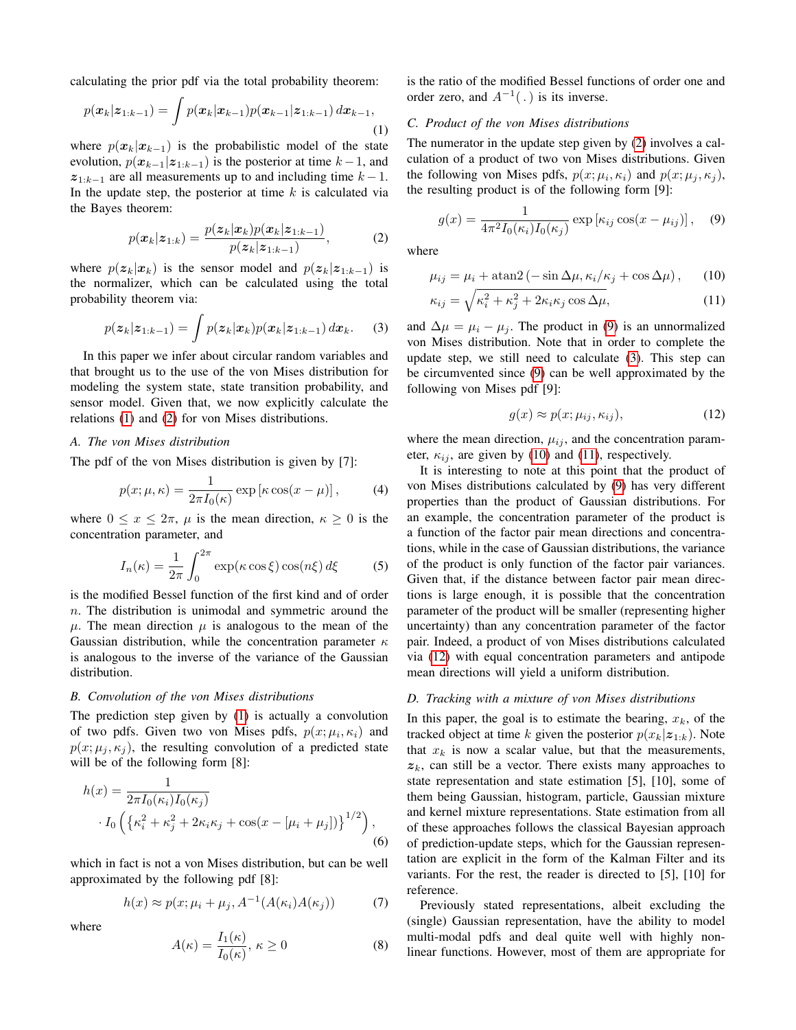calculating the prior pdf via the total probability theorem:

$$p(\boldsymbol{x}_k|\boldsymbol{z}_{1:k-1}) = \int p(\boldsymbol{x}_k|\boldsymbol{x}_{k-1}) p(\boldsymbol{x}_{k-1}|\boldsymbol{z}_{1:k-1})\, d\boldsymbol{x}_{k-1}, \tag{1}$$

where $p(\boldsymbol{x}_k|\boldsymbol{x}_{k-1})$ is the probabilistic model of the state evolution, $p(\boldsymbol{x}_{k-1}|\boldsymbol{z}_{1:k-1})$ is the posterior at time $k-1$, and $\boldsymbol{z}_{1:k-1}$ are all measurements up to and including time $k-1$. In the update step, the posterior at time $k$ is calculated via the Bayes theorem:

$$p(\boldsymbol{x}_k|\boldsymbol{z}_{1:k}) = \frac{p(\boldsymbol{z}_k|\boldsymbol{x}_k) p(\boldsymbol{x}_k|\boldsymbol{z}_{1:k-1})}{p(\boldsymbol{z}_k|\boldsymbol{z}_{1:k-1})}, \tag{2}$$

where $p(\boldsymbol{z}_k|\boldsymbol{x}_k)$ is the sensor model and $p(\boldsymbol{z}_k|\boldsymbol{z}_{1:k-1})$ is the normalizer, which can be calculated using the total probability theorem via:

$$p(\boldsymbol{z}_k|\boldsymbol{z}_{1:k-1}) = \int p(\boldsymbol{z}_k|\boldsymbol{x}_k) p(\boldsymbol{x}_k|\boldsymbol{z}_{1:k-1})\, d\boldsymbol{x}_k. \tag{3}$$

In this paper we infer about circular random variables and that brought us to the use of the von Mises distribution for modeling the system state, state transition probability, and sensor model. Given that, we now explicitly calculate the relations (1) and (2) for von Mises distributions.

### A. The von Mises distribution

The pdf of the von Mises distribution is given by [7]:

$$p(x; \mu, \kappa) = \frac{1}{2\pi I_0(\kappa)} \exp\left[\kappa \cos(x - \mu)\right], \tag{4}$$

where $0 \leq x \leq 2\pi$, $\mu$ is the mean direction, $\kappa \geq 0$ is the concentration parameter, and

$$I_n(\kappa) = \frac{1}{2\pi} \int_0^{2\pi} \exp(\kappa \cos \xi) \cos(n\xi)\, d\xi \tag{5}$$

is the modified Bessel function of the first kind and of order $n$. The distribution is unimodal and symmetric around the $\mu$. The mean direction $\mu$ is analogous to the mean of the Gaussian distribution, while the concentration parameter $\kappa$ is analogous to the inverse of the variance of the Gaussian distribution.

### B. Convolution of the von Mises distributions

The prediction step given by (1) is actually a convolution of two pdfs. Given two von Mises pdfs, $p(x; \mu_i, \kappa_i)$ and $p(x; \mu_j, \kappa_j)$, the resulting convolution of a predicted state will be of the following form [8]:

$$h(x) = \frac{1}{2\pi I_0(\kappa_i) I_0(\kappa_j)} \cdot I_0\left(\left\{\kappa_i^2 + \kappa_j^2 + 2\kappa_i\kappa_j + \cos(x - [\mu_i + \mu_j])\right\}^{1/2}\right), \tag{6}$$

which in fact is not a von Mises distribution, but can be well approximated by the following pdf [8]:

$$h(x) \approx p(x; \mu_i + \mu_j, A^{-1}(A(\kappa_i)A(\kappa_j)) \tag{7}$$

where

$$A(\kappa) = \frac{I_1(\kappa)}{I_0(\kappa)}, \kappa \geq 0 \tag{8}$$

is the ratio of the modified Bessel functions of order one and order zero, and $A^{-1}(\,.\,)$ is its inverse.

### C. Product of the von Mises distributions

The numerator in the update step given by (2) involves a calculation of a product of two von Mises distributions. Given the following von Mises pdfs, $p(x; \mu_i, \kappa_i)$ and $p(x; \mu_j, \kappa_j)$, the resulting product is of the following form [9]:

$$g(x) = \frac{1}{4\pi^2 I_0(\kappa_i) I_0(\kappa_j)} \exp\left[\kappa_{ij} \cos(x - \mu_{ij})\right], \tag{9}$$

where

$$\mu_{ij} = \mu_i + \text{atan2}\left(-\sin\Delta\mu, \kappa_i/\kappa_j + \cos\Delta\mu\right), \tag{10}$$

$$\kappa_{ij} = \sqrt{\kappa_i^2 + \kappa_j^2 + 2\kappa_i\kappa_j \cos\Delta\mu}, \tag{11}$$

and $\Delta\mu = \mu_i - \mu_j$. The product in (9) is an unnormalized von Mises distribution. Note that in order to complete the update step, we still need to calculate (3). This step can be circumvented since (9) can be well approximated by the following von Mises pdf [9]:

$$g(x) \approx p(x; \mu_{ij}, \kappa_{ij}), \tag{12}$$

where the mean direction, $\mu_{ij}$, and the concentration parameter, $\kappa_{ij}$, are given by (10) and (11), respectively.

It is interesting to note at this point that the product of von Mises distributions calculated by (9) has very different properties than the product of Gaussian distributions. For an example, the concentration parameter of the product is a function of the factor pair mean directions and concentrations, while in the case of Gaussian distributions, the variance of the product is only function of the factor pair variances. Given that, if the distance between factor pair mean directions is large enough, it is possible that the concentration parameter of the product will be smaller (representing higher uncertainty) than any concentration parameter of the factor pair. Indeed, a product of von Mises distributions calculated via (12) with equal concentration parameters and antipode mean directions will yield a uniform distribution.

### D. Tracking with a mixture of von Mises distributions

In this paper, the goal is to estimate the bearing, $x_k$, of the tracked object at time $k$ given the posterior $p(x_k|\boldsymbol{z}_{1:k})$. Note that $x_k$ is now a scalar value, but that the measurements, $\boldsymbol{z}_k$, can still be a vector. There exists many approaches to state representation and state estimation [5], [10], some of them being Gaussian, histogram, particle, Gaussian mixture and kernel mixture representations. State estimation from all of these approaches follows the classical Bayesian approach of prediction-update steps, which for the Gaussian representation are explicit in the form of the Kalman Filter and its variants. For the rest, the reader is directed to [5], [10] for reference.

Previously stated representations, albeit excluding the (single) Gaussian representation, have the ability to model multi-modal pdfs and deal quite well with highly non-linear functions. However, most of them are appropriate for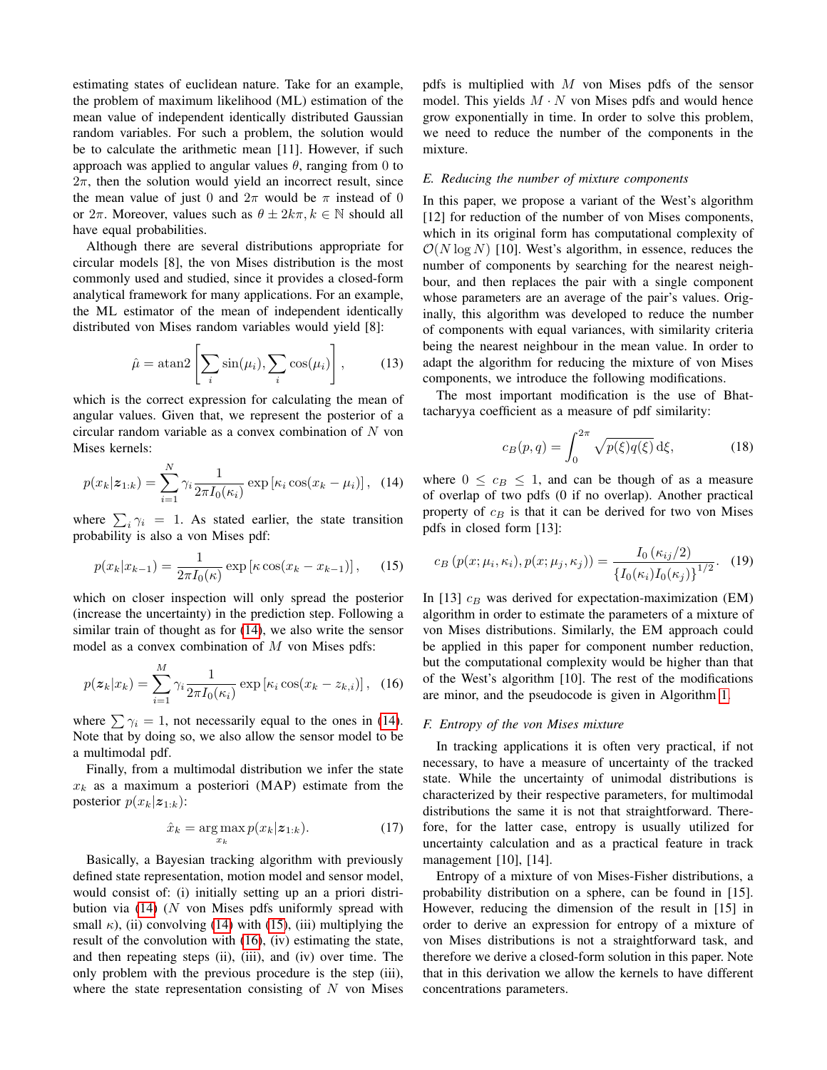estimating states of euclidean nature. Take for an example, the problem of maximum likelihood (ML) estimation of the mean value of independent identically distributed Gaussian random variables. For such a problem, the solution would be to calculate the arithmetic mean [11]. However, if such approach was applied to angular values $\theta$, ranging from 0 to $2\pi$, then the solution would yield an incorrect result, since the mean value of just 0 and $2\pi$ would be $\pi$ instead of 0 or $2\pi$. Moreover, values such as $\theta \pm 2k\pi, k \in \mathbb{N}$ should all have equal probabilities.

Although there are several distributions appropriate for circular models [8], the von Mises distribution is the most commonly used and studied, since it provides a closed-form analytical framework for many applications. For an example, the ML estimator of the mean of independent identically distributed von Mises random variables would yield [8]:

$$\hat{\mu} = \operatorname{atan2}\left[\sum_i \sin(\mu_i), \sum_i \cos(\mu_i)\right], \tag{13}$$

which is the correct expression for calculating the mean of angular values. Given that, we represent the posterior of a circular random variable as a convex combination of $N$ von Mises kernels:

$$p(x_k|\boldsymbol{z}_{1:k}) = \sum_{i=1}^{N} \gamma_i \frac{1}{2\pi I_0(\kappa_i)} \exp\left[\kappa_i \cos(x_k - \mu_i)\right], \tag{14}$$

where $\sum_i \gamma_i = 1$. As stated earlier, the state transition probability is also a von Mises pdf:

$$p(x_k|x_{k-1}) = \frac{1}{2\pi I_0(\kappa)} \exp\left[\kappa \cos(x_k - x_{k-1})\right], \tag{15}$$

which on closer inspection will only spread the posterior (increase the uncertainty) in the prediction step. Following a similar train of thought as for (14), we also write the sensor model as a convex combination of $M$ von Mises pdfs:

$$p(\boldsymbol{z}_k|x_k) = \sum_{i=1}^{M} \gamma_i \frac{1}{2\pi I_0(\kappa_i)} \exp\left[\kappa_i \cos(x_k - z_{k,i})\right], \tag{16}$$

where $\sum \gamma_i = 1$, not necessarily equal to the ones in (14). Note that by doing so, we also allow the sensor model to be a multimodal pdf.

Finally, from a multimodal distribution we infer the state $x_k$ as a maximum a posteriori (MAP) estimate from the posterior $p(x_k|\boldsymbol{z}_{1:k})$:

$$\hat{x}_k = \arg\max_{x_k} p(x_k|\boldsymbol{z}_{1:k}). \tag{17}$$

Basically, a Bayesian tracking algorithm with previously defined state representation, motion model and sensor model, would consist of: (i) initially setting up an a priori distribution via (14) ($N$ von Mises pdfs uniformly spread with small $\kappa$), (ii) convolving (14) with (15), (iii) multiplying the result of the convolution with (16), (iv) estimating the state, and then repeating steps (ii), (iii), and (iv) over time. The only problem with the previous procedure is the step (iii), where the state representation consisting of $N$ von Mises pdfs is multiplied with $M$ von Mises pdfs of the sensor model. This yields $M \cdot N$ von Mises pdfs and would hence grow exponentially in time. In order to solve this problem, we need to reduce the number of the components in the mixture.

### E. Reducing the number of mixture components

In this paper, we propose a variant of the West's algorithm [12] for reduction of the number of von Mises components, which in its original form has computational complexity of $\mathcal{O}(N \log N)$ [10]. West's algorithm, in essence, reduces the number of components by searching for the nearest neighbour, and then replaces the pair with a single component whose parameters are an average of the pair's values. Originally, this algorithm was developed to reduce the number of components with equal variances, with similarity criteria being the nearest neighbour in the mean value. In order to adapt the algorithm for reducing the mixture of von Mises components, we introduce the following modifications.

The most important modification is the use of Bhattacharyya coefficient as a measure of pdf similarity:

$$c_B(p, q) = \int_0^{2\pi} \sqrt{p(\xi)q(\xi)}\, \mathrm{d}\xi, \tag{18}$$

where $0 \leq c_B \leq 1$, and can be though of as a measure of overlap of two pdfs (0 if no overlap). Another practical property of $c_B$ is that it can be derived for two von Mises pdfs in closed form [13]:

$$c_B\left(p(x; \mu_i, \kappa_i), p(x; \mu_j, \kappa_j)\right) = \frac{I_0\left(\kappa_{ij}/2\right)}{\left\{I_0(\kappa_i) I_0(\kappa_j)\right\}^{1/2}}. \tag{19}$$

In [13] $c_B$ was derived for expectation-maximization (EM) algorithm in order to estimate the parameters of a mixture of von Mises distributions. Similarly, the EM approach could be applied in this paper for component number reduction, but the computational complexity would be higher than that of the West's algorithm [10]. The rest of the modifications are minor, and the pseudocode is given in Algorithm 1.

### F. Entropy of the von Mises mixture

In tracking applications it is often very practical, if not necessary, to have a measure of uncertainty of the tracked state. While the uncertainty of unimodal distributions is characterized by their respective parameters, for multimodal distributions the same it is not that straightforward. Therefore, for the latter case, entropy is usually utilized for uncertainty calculation and as a practical feature in track management [10], [14].

Entropy of a mixture of von Mises-Fisher distributions, a probability distribution on a sphere, can be found in [15]. However, reducing the dimension of the result in [15] in order to derive an expression for entropy of a mixture of von Mises distributions is not a straightforward task, and therefore we derive a closed-form solution in this paper. Note that in this derivation we allow the kernels to have different concentrations parameters.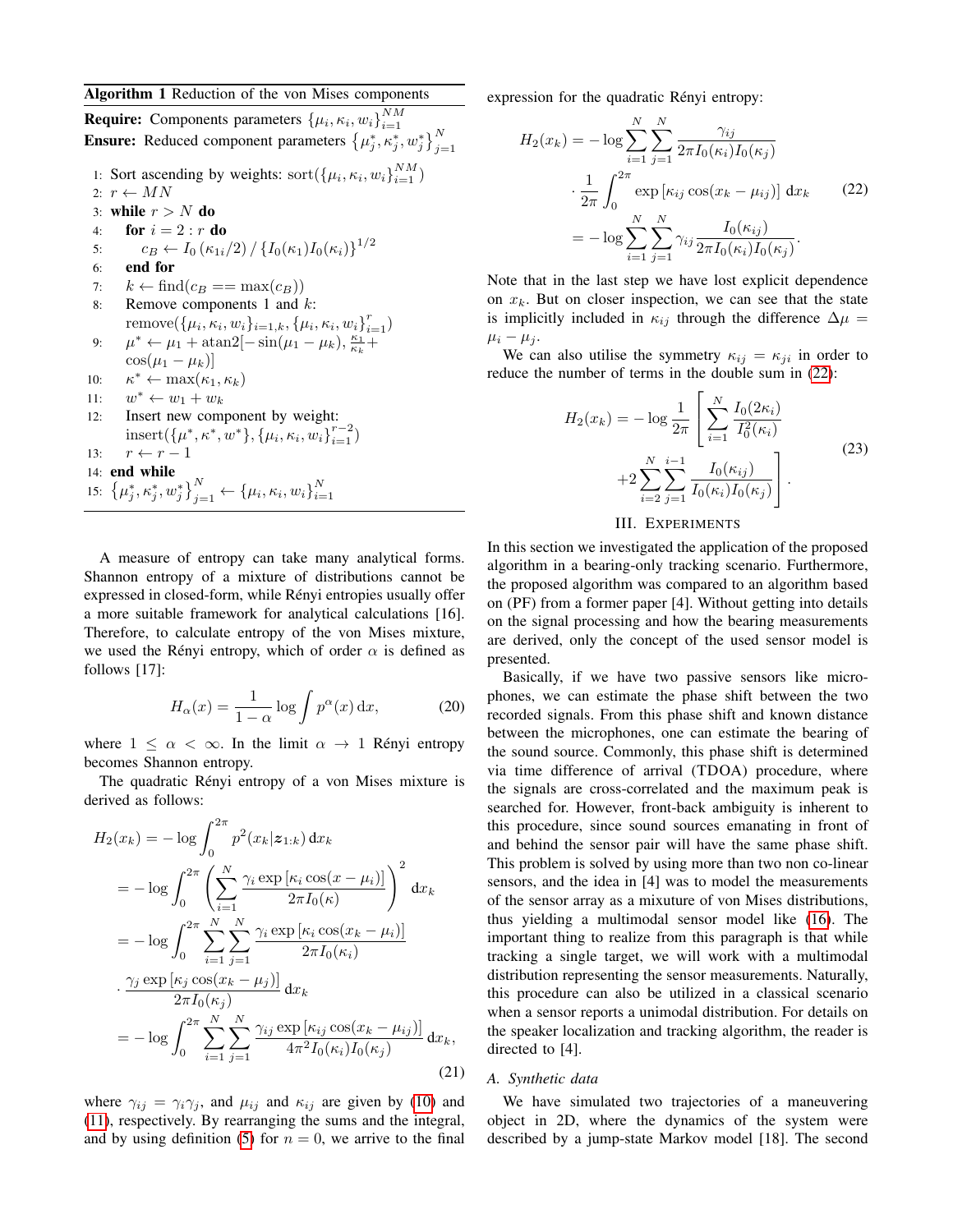**Algorithm 1** Reduction of the von Mises components

**Require:** Components parameters $\{\mu_i, \kappa_i, w_i\}_{i=1}^{NM}$

**Ensure:** Reduced component parameters $\{\mu_j^*, \kappa_j^*, w_j^*\}_{j=1}^{N}$

1: Sort ascending by weights: sort($\{\mu_i, \kappa_i, w_i\}_{i=1}^{NM}$)
2: $r \leftarrow MN$
3: **while** $r > N$ **do**
4: &nbsp;&nbsp;**for** $i = 2 : r$ **do**
5: &nbsp;&nbsp;&nbsp;&nbsp;$c_B \leftarrow I_0(\kappa_{1i}/2) \,/\, \{I_0(\kappa_1) I_0(\kappa_i)\}^{1/2}$
6: &nbsp;&nbsp;**end for**
7: &nbsp;&nbsp;$k \leftarrow$ find($c_B == \max(c_B)$)
8: &nbsp;&nbsp;Remove components 1 and $k$: remove($\{\mu_i, \kappa_i, w_i\}_{i=1,k}, \{\mu_i, \kappa_i, w_i\}_{i=1}^{r}$)
9: &nbsp;&nbsp;$\mu^* \leftarrow \mu_1 + \text{atan2}[-\sin(\mu_1 - \mu_k), \frac{\kappa_1}{\kappa_k} + \cos(\mu_1 - \mu_k)]$
10: &nbsp;&nbsp;$\kappa^* \leftarrow \max(\kappa_1, \kappa_k)$
11: &nbsp;&nbsp;$w^* \leftarrow w_1 + w_k$
12: &nbsp;&nbsp;Insert new component by weight: insert($\{\mu^*, \kappa^*, w^*\}, \{\mu_i, \kappa_i, w_i\}_{i=1}^{r-2}$)
13: &nbsp;&nbsp;$r \leftarrow r - 1$
14: **end while**
15: $\{\mu_j^*, \kappa_j^*, w_j^*\}_{j=1}^{N} \leftarrow \{\mu_i, \kappa_i, w_i\}_{i=1}^{N}$

A measure of entropy can take many analytical forms. Shannon entropy of a mixture of distributions cannot be expressed in closed-form, while Rényi entropies usually offer a more suitable framework for analytical calculations [16]. Therefore, to calculate entropy of the von Mises mixture, we used the Rényi entropy, which of order $\alpha$ is defined as follows [17]:

$$H_\alpha(x) = \frac{1}{1-\alpha} \log \int p^\alpha(x)\,\mathrm{d}x, \tag{20}$$

where $1 \leq \alpha < \infty$. In the limit $\alpha \to 1$ Rényi entropy becomes Shannon entropy.

The quadratic Rényi entropy of a von Mises mixture is derived as follows:

$$\begin{aligned}
H_2(x_k) &= -\log \int_0^{2\pi} p^2(x_k|\boldsymbol{z}_{1:k})\,\mathrm{d}x_k \\
&= -\log \int_0^{2\pi} \left( \sum_{i=1}^{N} \frac{\gamma_i \exp[\kappa_i \cos(x - \mu_i)]}{2\pi I_0(\kappa)} \right)^2 \mathrm{d}x_k \\
&= -\log \int_0^{2\pi} \sum_{i=1}^{N}\sum_{j=1}^{N} \frac{\gamma_i \exp[\kappa_i \cos(x_k - \mu_i)]}{2\pi I_0(\kappa_i)} \\
&\quad \cdot \frac{\gamma_j \exp[\kappa_j \cos(x_k - \mu_j)]}{2\pi I_0(\kappa_j)}\,\mathrm{d}x_k \\
&= -\log \int_0^{2\pi} \sum_{i=1}^{N}\sum_{j=1}^{N} \frac{\gamma_{ij} \exp[\kappa_{ij} \cos(x_k - \mu_{ij})]}{4\pi^2 I_0(\kappa_i) I_0(\kappa_j)}\,\mathrm{d}x_k,
\end{aligned} \tag{21}$$

where $\gamma_{ij} = \gamma_i \gamma_j$, and $\mu_{ij}$ and $\kappa_{ij}$ are given by (10) and (11), respectively. By rearranging the sums and the integral, and by using definition (5) for $n = 0$, we arrive to the final expression for the quadratic Rényi entropy:

$$\begin{aligned}
H_2(x_k) &= -\log \sum_{i=1}^{N}\sum_{j=1}^{N} \frac{\gamma_{ij}}{2\pi I_0(\kappa_i) I_0(\kappa_j)} \\
&\quad \cdot \frac{1}{2\pi} \int_0^{2\pi} \exp[\kappa_{ij} \cos(x_k - \mu_{ij})]\,\mathrm{d}x_k \\
&= -\log \sum_{i=1}^{N}\sum_{j=1}^{N} \gamma_{ij} \frac{I_0(\kappa_{ij})}{2\pi I_0(\kappa_i) I_0(\kappa_j)}.
\end{aligned} \tag{22}$$

Note that in the last step we have lost explicit dependence on $x_k$. But on closer inspection, we can see that the state is implicitly included in $\kappa_{ij}$ through the difference $\Delta\mu = \mu_i - \mu_j$.

We can also utilise the symmetry $\kappa_{ij} = \kappa_{ji}$ in order to reduce the number of terms in the double sum in (22):

$$\begin{aligned}
H_2(x_k) = -\log \frac{1}{2\pi} \Bigg[ &\sum_{i=1}^{N} \frac{I_0(2\kappa_i)}{I_0^2(\kappa_i)} \\
&+ 2 \sum_{i=2}^{N}\sum_{j=1}^{i-1} \frac{I_0(\kappa_{ij})}{I_0(\kappa_i) I_0(\kappa_j)} \Bigg].
\end{aligned} \tag{23}$$

## III. Experiments

In this section we investigated the application of the proposed algorithm in a bearing-only tracking scenario. Furthermore, the proposed algorithm was compared to an algorithm based on (PF) from a former paper [4]. Without getting into details on the signal processing and how the bearing measurements are derived, only the concept of the used sensor model is presented.

Basically, if we have two passive sensors like microphones, we can estimate the phase shift between the two recorded signals. From this phase shift and known distance between the microphones, one can estimate the bearing of the sound source. Commonly, this phase shift is determined via time difference of arrival (TDOA) procedure, where the signals are cross-correlated and the maximum peak is searched for. However, front-back ambiguity is inherent to this procedure, since sound sources emanating in front of and behind the sensor pair will have the same phase shift. This problem is solved by using more than two non co-linear sensors, and the idea in [4] was to model the measurements of the sensor array as a mixture of von Mises distributions, thus yielding a multimodal sensor model like (16). The important thing to realize from this paragraph is that while tracking a single target, we will work with a multimodal distribution representing the sensor measurements. Naturally, this procedure can also be utilized in a classical scenario when a sensor reports a unimodal distribution. For details on the speaker localization and tracking algorithm, the reader is directed to [4].

### A. Synthetic data

We have simulated two trajectories of a maneuvering object in 2D, where the dynamics of the system were described by a jump-state Markov model [18]. The second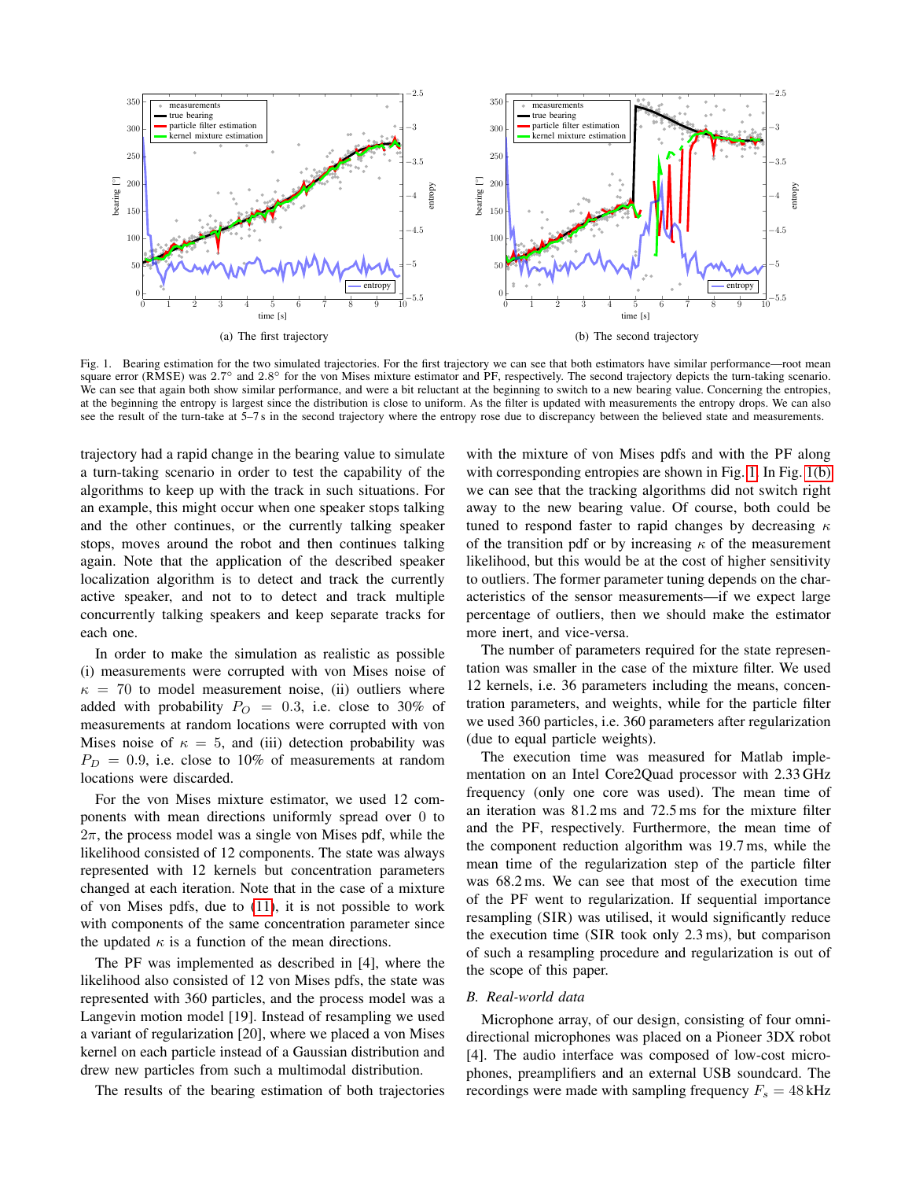(a) The first trajectory

(b) The second trajectory

Fig. 1. Bearing estimation for the two simulated trajectories. For the first trajectory we can see that both estimators have similar performance—root mean square error (RMSE) was 2.7° and 2.8° for the von Mises mixture estimator and PF, respectively. The second trajectory depicts the turn-taking scenario. We can see that again both show similar performance, and were a bit reluctant at the beginning to switch to a new bearing value. Concerning the entropies, at the beginning the entropy is largest since the distribution is close to uniform. As the filter is updated with measurements the entropy drops. We can also see the result of the turn-take at 5–7 s in the second trajectory where the entropy rose due to discrepancy between the believed state and measurements.

trajectory had a rapid change in the bearing value to simulate a turn-taking scenario in order to test the capability of the algorithms to keep up with the track in such situations. For an example, this might occur when one speaker stops talking and the other continues, or the currently talking speaker stops, moves around the robot and then continues talking again. Note that the application of the described speaker localization algorithm is to detect and track the currently active speaker, and not to to detect and track multiple concurrently talking speakers and keep separate tracks for each one.

In order to make the simulation as realistic as possible (i) measurements were corrupted with von Mises noise of $\kappa = 70$ to model measurement noise, (ii) outliers where added with probability $P_O = 0.3$, i.e. close to 30% of measurements at random locations were corrupted with von Mises noise of $\kappa = 5$, and (iii) detection probability was $P_D = 0.9$, i.e. close to 10% of measurements at random locations were discarded.

For the von Mises mixture estimator, we used 12 components with mean directions uniformly spread over 0 to $2\pi$, the process model was a single von Mises pdf, while the likelihood consisted of 12 components. The state was always represented with 12 kernels but concentration parameters changed at each iteration. Note that in the case of a mixture of von Mises pdfs, due to (11), it is not possible to work with components of the same concentration parameter since the updated $\kappa$ is a function of the mean directions.

The PF was implemented as described in [4], where the likelihood also consisted of 12 von Mises pdfs, the state was represented with 360 particles, and the process model was a Langevin motion model [19]. Instead of resampling we used a variant of regularization [20], where we placed a von Mises kernel on each particle instead of a Gaussian distribution and drew new particles from such a multimodal distribution.

The results of the bearing estimation of both trajectories with the mixture of von Mises pdfs and with the PF along with corresponding entropies are shown in Fig. 1. In Fig. 1(b) we can see that the tracking algorithms did not switch right away to the new bearing value. Of course, both could be tuned to respond faster to rapid changes by decreasing $\kappa$ of the transition pdf or by increasing $\kappa$ of the measurement likelihood, but this would be at the cost of higher sensitivity to outliers. The former parameter tuning depends on the characteristics of the sensor measurements—if we expect large percentage of outliers, then we should make the estimator more inert, and vice-versa.

The number of parameters required for the state representation was smaller in the case of the mixture filter. We used 12 kernels, i.e. 36 parameters including the means, concentration parameters, and weights, while for the particle filter we used 360 particles, i.e. 360 parameters after regularization (due to equal particle weights).

The execution time was measured for Matlab implementation on an Intel Core2Quad processor with 2.33 GHz frequency (only one core was used). The mean time of an iteration was 81.2 ms and 72.5 ms for the mixture filter and the PF, respectively. Furthermore, the mean time of the component reduction algorithm was 19.7 ms, while the mean time of the regularization step of the particle filter was 68.2 ms. We can see that most of the execution time of the PF went to regularization. If sequential importance resampling (SIR) was utilised, it would significantly reduce the execution time (SIR took only 2.3 ms), but comparison of such a resampling procedure and regularization is out of the scope of this paper.

### *B. Real-world data*

Microphone array, of our design, consisting of four omnidirectional microphones was placed on a Pioneer 3DX robot [4]. The audio interface was composed of low-cost microphones, preamplifiers and an external USB soundcard. The recordings were made with sampling frequency $F_s = 48\,\mathrm{kHz}$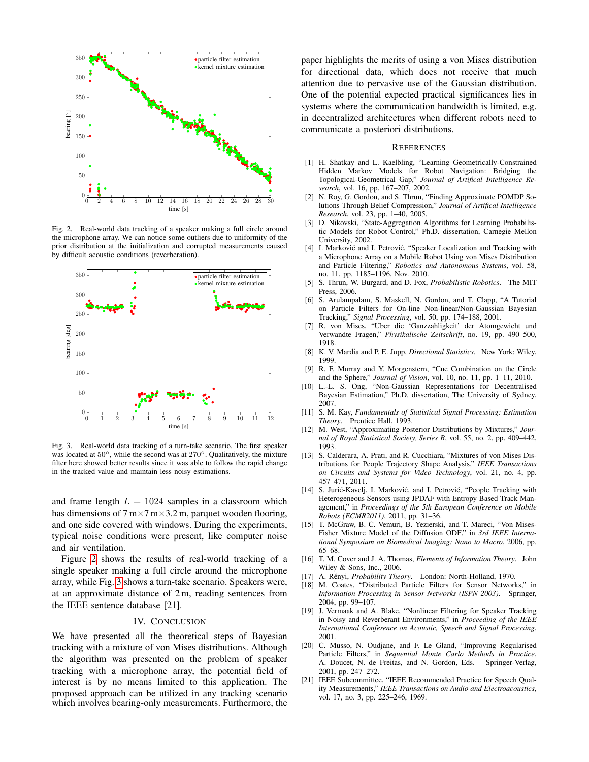350
300
250
200
150
100
50
0
bearing [°]
0 2 4 6 8 10 12 14 16 18 20 22 24 26 28 30
time [s]
particle filter estimation
kernel mixture estimation

Fig. 2. Real-world data tracking of a speaker making a full circle around the microphone array. We can notice some outliers due to uniformity of the prior distribution at the initialization and corrupted measurements caused by difficult acoustic conditions (reverberation).

350
300
250
200
150
100
50
0
bearing [deg]
0 1 2 3 4 5 6 7 8 9 10 11 12
time [s]
particle filter estimation
kernel mixture estimation

Fig. 3. Real-world data tracking of a turn-take scenario. The first speaker was located at 50°, while the second was at 270°. Qualitatively, the mixture filter here showed better results since it was able to follow the rapid change in the tracked value and maintain less noisy estimations.

and frame length $L = 1024$ samples in a classroom which has dimensions of $7\,\mathrm{m}\times7\,\mathrm{m}\times3.2\,\mathrm{m}$, parquet wooden flooring, and one side covered with windows. During the experiments, typical noise conditions were present, like computer noise and air ventilation.

Figure 2 shows the results of real-world tracking of a single speaker making a full circle around the microphone array, while Fig. 3 shows a turn-take scenario. Speakers were, at an approximate distance of 2 m, reading sentences from the IEEE sentence database [21].

## IV. Conclusion

We have presented all the theoretical steps of Bayesian tracking with a mixture of von Mises distributions. Although the algorithm was presented on the problem of speaker tracking with a microphone array, the potential field of interest is by no means limited to this application. The proposed approach can be utilized in any tracking scenario which involves bearing-only measurements. Furthermore, the paper highlights the merits of using a von Mises distribution for directional data, which does not receive that much attention due to pervasive use of the Gaussian distribution. One of the potential expected practical significances lies in systems where the communication bandwidth is limited, e.g. in decentralized architectures when different robots need to communicate a posteriori distributions.

## References

[1] H. Shatkay and L. Kaelbling, "Learning Geometrically-Constrained Hidden Markov Models for Robot Navigation: Bridging the Topological-Geometrical Gap," *Journal of Artifical Intelligence Research*, vol. 16, pp. 167–207, 2002.

[2] N. Roy, G. Gordon, and S. Thrun, "Finding Approximate POMDP Solutions Through Belief Compression," *Journal of Artifical Intelligence Research*, vol. 23, pp. 1–40, 2005.

[3] D. Nikovski, "State-Aggregation Algorithms for Learning Probabilistic Models for Robot Control," Ph.D. dissertation, Carnegie Mellon University, 2002.

[4] I. Marković and I. Petrović, "Speaker Localization and Tracking with a Microphone Array on a Mobile Robot Using von Mises Distribution and Particle Filtering," *Robotics and Autonomous Systems*, vol. 58, no. 11, pp. 1185–1196, Nov. 2010.

[5] S. Thrun, W. Burgard, and D. Fox, *Probabilistic Robotics*. The MIT Press, 2006.

[6] S. Arulampalam, S. Maskell, N. Gordon, and T. Clapp, "A Tutorial on Particle Filters for On-line Non-linear/Non-Gaussian Bayesian Tracking," *Signal Processing*, vol. 50, pp. 174–188, 2001.

[7] R. von Mises, "Uber die 'Ganzzahligkeit' der Atomgewicht und Verwandte Fragen," *Physikalische Zeitschrift*, no. 19, pp. 490–500, 1918.

[8] K. V. Mardia and P. E. Jupp, *Directional Statistics*. New York: Wiley, 1999.

[9] R. F. Murray and Y. Morgenstern, "Cue Combination on the Circle and the Sphere," *Journal of Vision*, vol. 10, no. 11, pp. 1–11, 2010.

[10] L.-L. S. Ong, "Non-Gaussian Representations for Decentralised Bayesian Estimation," Ph.D. dissertation, The University of Sydney, 2007.

[11] S. M. Kay, *Fundamentals of Statistical Signal Processing: Estimation Theory*. Prentice Hall, 1993.

[12] M. West, "Approximating Posterior Distributions by Mixtures," *Journal of Royal Statistical Society, Series B*, vol. 55, no. 2, pp. 409–442, 1993.

[13] S. Calderara, A. Prati, and R. Cucchiara, "Mixtures of von Mises Distributions for People Trajectory Shape Analysis," *IEEE Transactions on Circuits and Systems for Video Technology*, vol. 21, no. 4, pp. 457–471, 2011.

[14] S. Jurić-Kavelj, I. Marković, and I. Petrović, "People Tracking with Heterogeneous Sensors using JPDAF with Entropy Based Track Management," in *Proceedings of the 5th European Conference on Mobile Robots (ECMR2011)*, 2011, pp. 31–36.

[15] T. McGraw, B. C. Vemuri, B. Yezierski, and T. Mareci, "Von Mises-Fisher Mixture Model of the Diffusion ODF," in *3rd IEEE International Symposium on Biomedical Imaging: Nano to Macro*, 2006, pp. 65–68.

[16] T. M. Cover and J. A. Thomas, *Elements of Information Theory*. John Wiley & Sons, Inc., 2006.

[17] A. Rényi, *Probability Theory*. London: North-Holland, 1970.

[18] M. Coates, "Distributed Particle Filters for Sensor Networks," in *Information Processing in Sensor Networks (ISPN 2003)*. Springer, 2004, pp. 99–107.

[19] J. Vermaak and A. Blake, "Nonlinear Filtering for Speaker Tracking in Noisy and Reverberant Environments," in *Proceeding of the IEEE International Conference on Acoustic, Speech and Signal Processing*, 2001.

[20] C. Musso, N. Oudjane, and F. Le Gland, "Improving Regularised Particle Filters," in *Sequential Monte Carlo Methods in Practice*, A. Doucet, N. de Freitas, and N. Gordon, Eds. Springer-Verlag, 2001, pp. 247–272.

[21] IEEE Subcommittee, "IEEE Recommended Practice for Speech Quality Measurements," *IEEE Transactions on Audio and Electroacoustics*, vol. 17, no. 3, pp. 225–246, 1969.